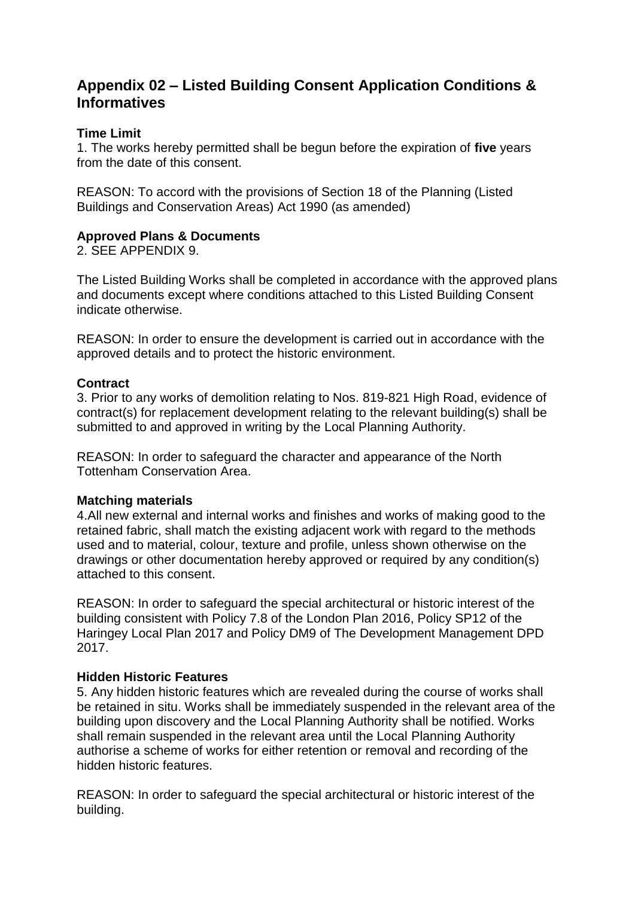# Appendix 02 – Listed Building Consent Application Conditions & Informatives

**Time Limit**
1. The works hereby permitted shall be begun before the expiration of **five** years from the date of this consent.

REASON: To accord with the provisions of Section 18 of the Planning (Listed Buildings and Conservation Areas) Act 1990 (as amended)

**Approved Plans & Documents**
2. SEE APPENDIX 9.

The Listed Building Works shall be completed in accordance with the approved plans and documents except where conditions attached to this Listed Building Consent indicate otherwise.

REASON: In order to ensure the development is carried out in accordance with the approved details and to protect the historic environment.

**Contract**
3. Prior to any works of demolition relating to Nos. 819-821 High Road, evidence of contract(s) for replacement development relating to the relevant building(s) shall be submitted to and approved in writing by the Local Planning Authority.

REASON: In order to safeguard the character and appearance of the North Tottenham Conservation Area.

**Matching materials**
4.All new external and internal works and finishes and works of making good to the retained fabric, shall match the existing adjacent work with regard to the methods used and to material, colour, texture and profile, unless shown otherwise on the drawings or other documentation hereby approved or required by any condition(s) attached to this consent.

REASON: In order to safeguard the special architectural or historic interest of the building consistent with Policy 7.8 of the London Plan 2016, Policy SP12 of the Haringey Local Plan 2017 and Policy DM9 of The Development Management DPD 2017.

**Hidden Historic Features**
5. Any hidden historic features which are revealed during the course of works shall be retained in situ. Works shall be immediately suspended in the relevant area of the building upon discovery and the Local Planning Authority shall be notified. Works shall remain suspended in the relevant area until the Local Planning Authority authorise a scheme of works for either retention or removal and recording of the hidden historic features.

REASON: In order to safeguard the special architectural or historic interest of the building.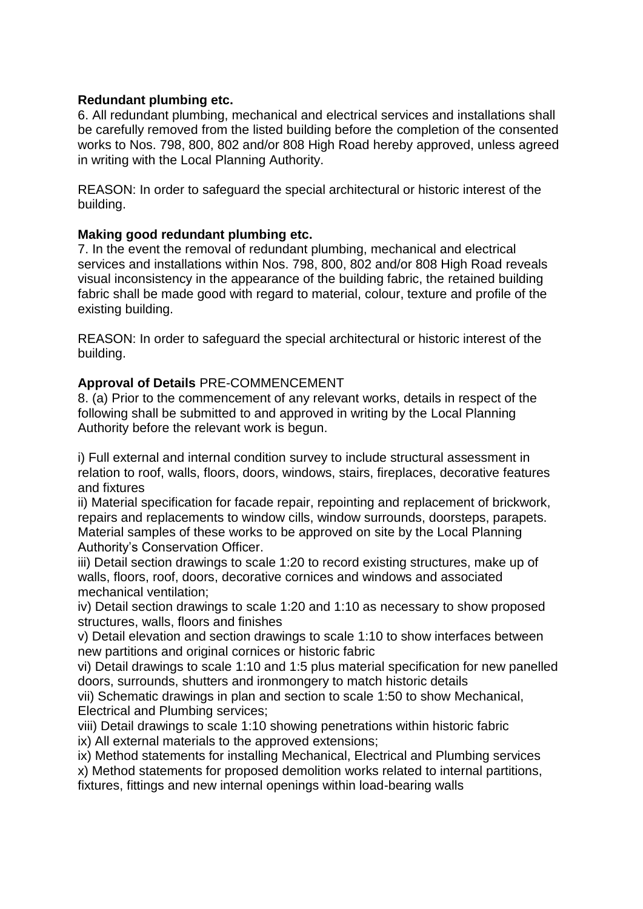**Redundant plumbing etc.**

6. All redundant plumbing, mechanical and electrical services and installations shall be carefully removed from the listed building before the completion of the consented works to Nos. 798, 800, 802 and/or 808 High Road hereby approved, unless agreed in writing with the Local Planning Authority.

REASON: In order to safeguard the special architectural or historic interest of the building.

**Making good redundant plumbing etc.**

7. In the event the removal of redundant plumbing, mechanical and electrical services and installations within Nos. 798, 800, 802 and/or 808 High Road reveals visual inconsistency in the appearance of the building fabric, the retained building fabric shall be made good with regard to material, colour, texture and profile of the existing building.

REASON: In order to safeguard the special architectural or historic interest of the building.

**Approval of Details** PRE-COMMENCEMENT

8. (a) Prior to the commencement of any relevant works, details in respect of the following shall be submitted to and approved in writing by the Local Planning Authority before the relevant work is begun.

i) Full external and internal condition survey to include structural assessment in relation to roof, walls, floors, doors, windows, stairs, fireplaces, decorative features and fixtures
ii) Material specification for facade repair, repointing and replacement of brickwork, repairs and replacements to window cills, window surrounds, doorsteps, parapets. Material samples of these works to be approved on site by the Local Planning Authority's Conservation Officer.
iii) Detail section drawings to scale 1:20 to record existing structures, make up of walls, floors, roof, doors, decorative cornices and windows and associated mechanical ventilation;
iv) Detail section drawings to scale 1:20 and 1:10 as necessary to show proposed structures, walls, floors and finishes
v) Detail elevation and section drawings to scale 1:10 to show interfaces between new partitions and original cornices or historic fabric
vi) Detail drawings to scale 1:10 and 1:5 plus material specification for new panelled doors, surrounds, shutters and ironmongery to match historic details
vii) Schematic drawings in plan and section to scale 1:50 to show Mechanical, Electrical and Plumbing services;
viii) Detail drawings to scale 1:10 showing penetrations within historic fabric
ix) All external materials to the approved extensions;
ix) Method statements for installing Mechanical, Electrical and Plumbing services
x) Method statements for proposed demolition works related to internal partitions, fixtures, fittings and new internal openings within load-bearing walls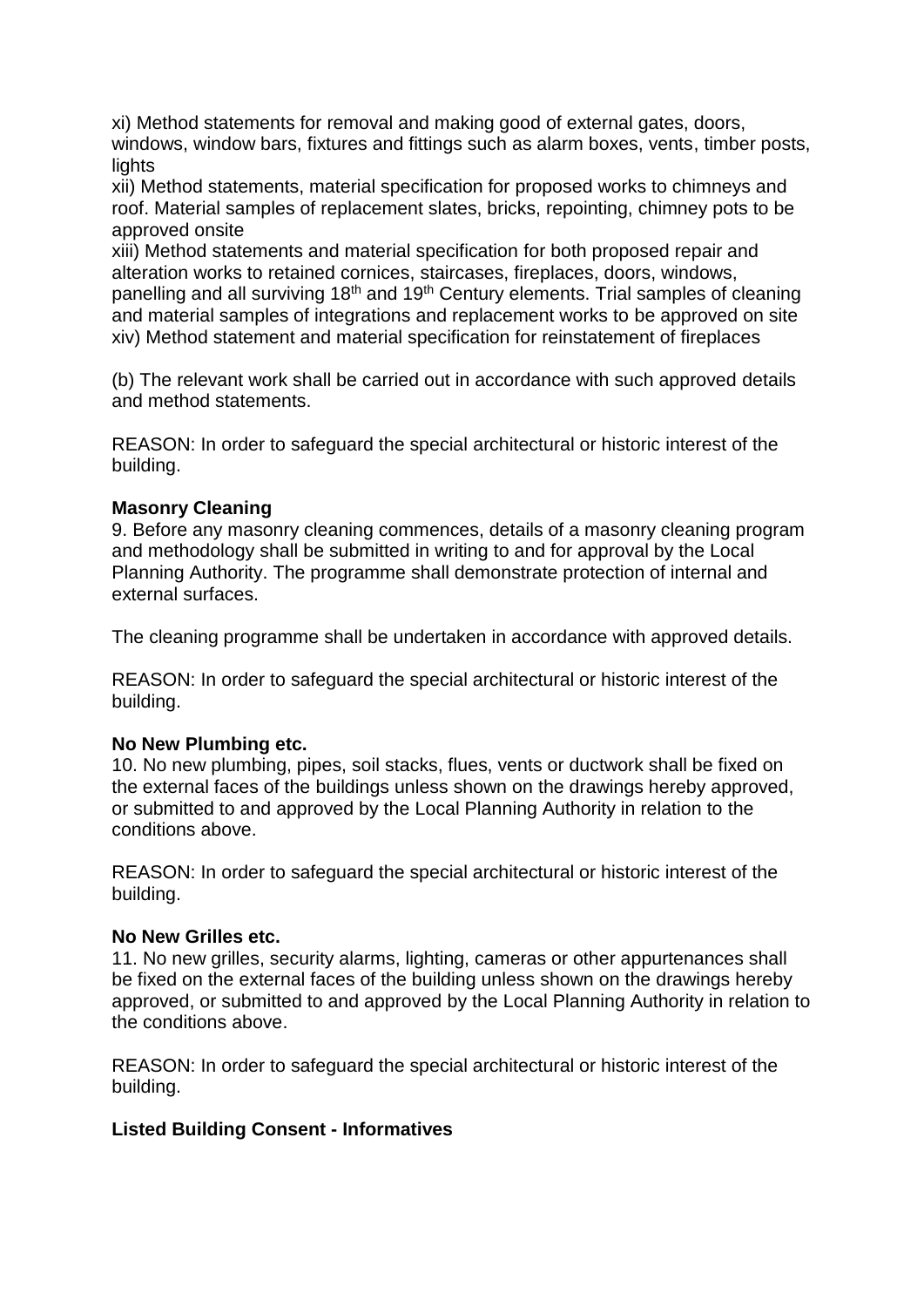xi) Method statements for removal and making good of external gates, doors, windows, window bars, fixtures and fittings such as alarm boxes, vents, timber posts, lights

xii) Method statements, material specification for proposed works to chimneys and roof. Material samples of replacement slates, bricks, repointing, chimney pots to be approved onsite

xiii) Method statements and material specification for both proposed repair and alteration works to retained cornices, staircases, fireplaces, doors, windows, panelling and all surviving 18th and 19th Century elements. Trial samples of cleaning and material samples of integrations and replacement works to be approved on site

xiv) Method statement and material specification for reinstatement of fireplaces

(b) The relevant work shall be carried out in accordance with such approved details and method statements.

REASON: In order to safeguard the special architectural or historic interest of the building.

**Masonry Cleaning**

9. Before any masonry cleaning commences, details of a masonry cleaning program and methodology shall be submitted in writing to and for approval by the Local Planning Authority. The programme shall demonstrate protection of internal and external surfaces.

The cleaning programme shall be undertaken in accordance with approved details.

REASON: In order to safeguard the special architectural or historic interest of the building.

**No New Plumbing etc.**

10. No new plumbing, pipes, soil stacks, flues, vents or ductwork shall be fixed on the external faces of the buildings unless shown on the drawings hereby approved, or submitted to and approved by the Local Planning Authority in relation to the conditions above.

REASON: In order to safeguard the special architectural or historic interest of the building.

**No New Grilles etc.**

11. No new grilles, security alarms, lighting, cameras or other appurtenances shall be fixed on the external faces of the building unless shown on the drawings hereby approved, or submitted to and approved by the Local Planning Authority in relation to the conditions above.

REASON: In order to safeguard the special architectural or historic interest of the building.

**Listed Building Consent - Informatives**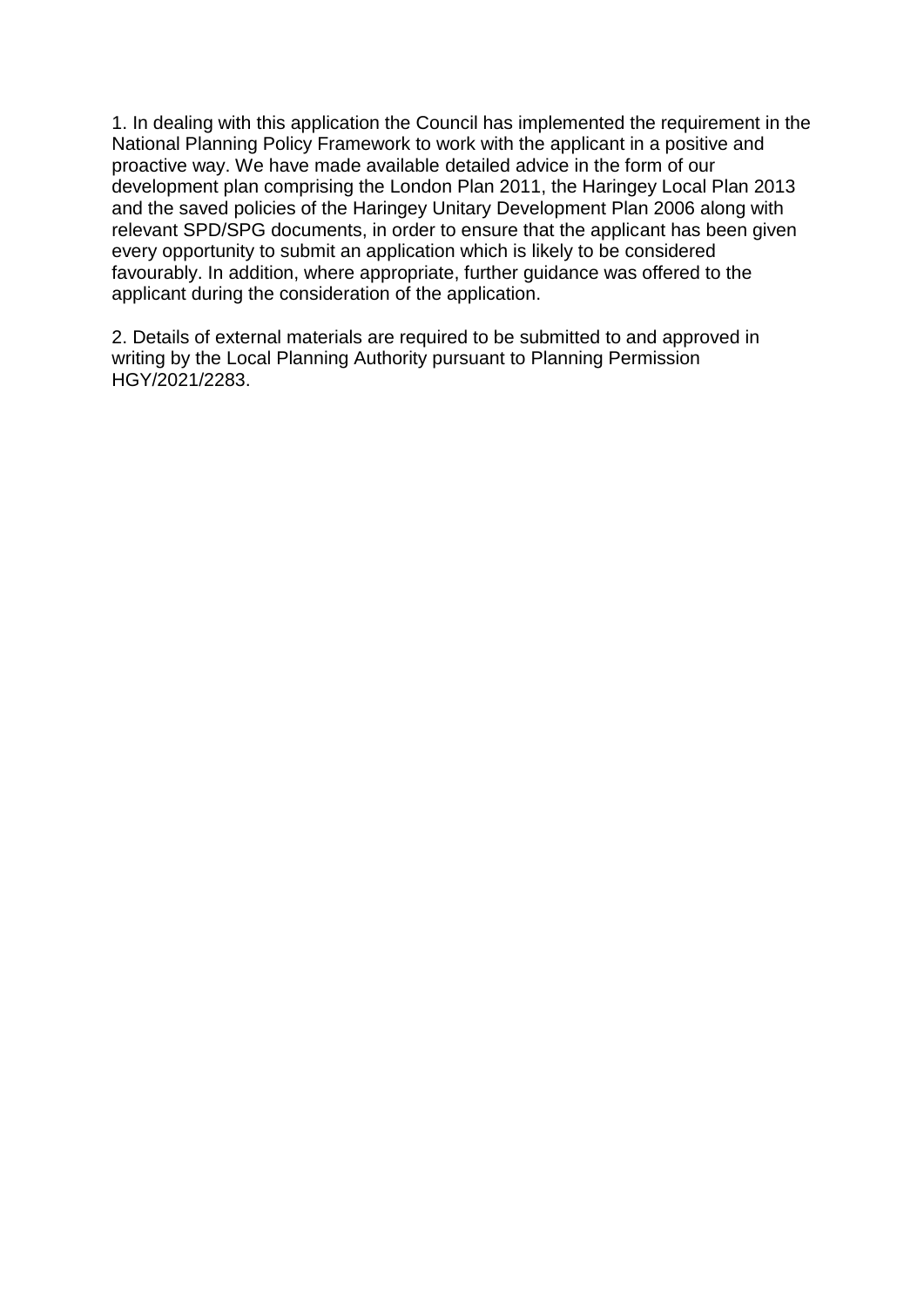1. In dealing with this application the Council has implemented the requirement in the National Planning Policy Framework to work with the applicant in a positive and proactive way. We have made available detailed advice in the form of our development plan comprising the London Plan 2011, the Haringey Local Plan 2013 and the saved policies of the Haringey Unitary Development Plan 2006 along with relevant SPD/SPG documents, in order to ensure that the applicant has been given every opportunity to submit an application which is likely to be considered favourably. In addition, where appropriate, further guidance was offered to the applicant during the consideration of the application.

2. Details of external materials are required to be submitted to and approved in writing by the Local Planning Authority pursuant to Planning Permission HGY/2021/2283.